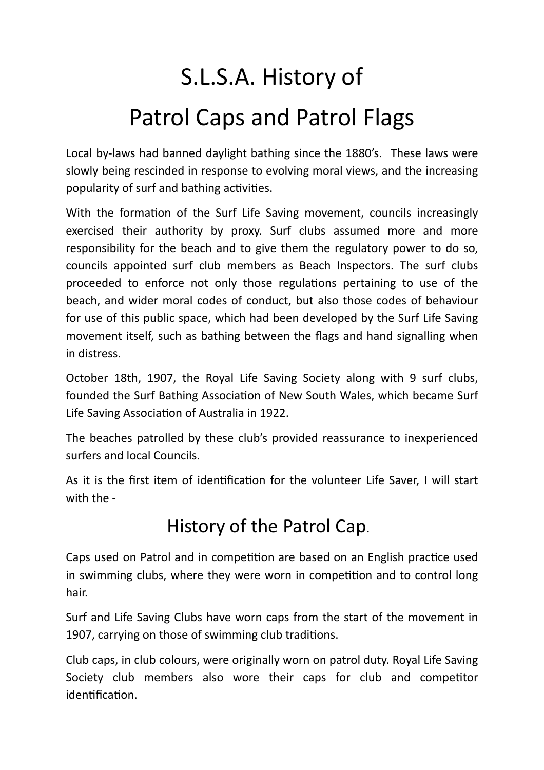# S.L.S.A. History of Patrol Caps and Patrol Flags

Local by-laws had banned daylight bathing since the 1880's. These laws were slowly being rescinded in response to evolving moral views, and the increasing popularity of surf and bathing activities.

With the formation of the Surf Life Saving movement, councils increasingly exercised their authority by proxy. Surf clubs assumed more and more responsibility for the beach and to give them the regulatory power to do so, councils appointed surf club members as Beach Inspectors. The surf clubs proceeded to enforce not only those regulations pertaining to use of the beach, and wider moral codes of conduct, but also those codes of behaviour for use of this public space, which had been developed by the Surf Life Saving movement itself, such as bathing between the flags and hand signalling when in distress.

October 18th, 1907, the Royal Life Saving Society along with 9 surf clubs, founded the Surf Bathing Association of New South Wales, which became Surf Life Saving Association of Australia in 1922.

The beaches patrolled by these club's provided reassurance to inexperienced surfers and local Councils.

As it is the first item of identification for the volunteer Life Saver, I will start with the -

## History of the Patrol Cap.

Caps used on Patrol and in competition are based on an English practice used in swimming clubs, where they were worn in competition and to control long hair.

Surf and Life Saving Clubs have worn caps from the start of the movement in 1907, carrying on those of swimming club traditions.

Club caps, in club colours, were originally worn on patrol duty. Royal Life Saving Society club members also wore their caps for club and competitor identification.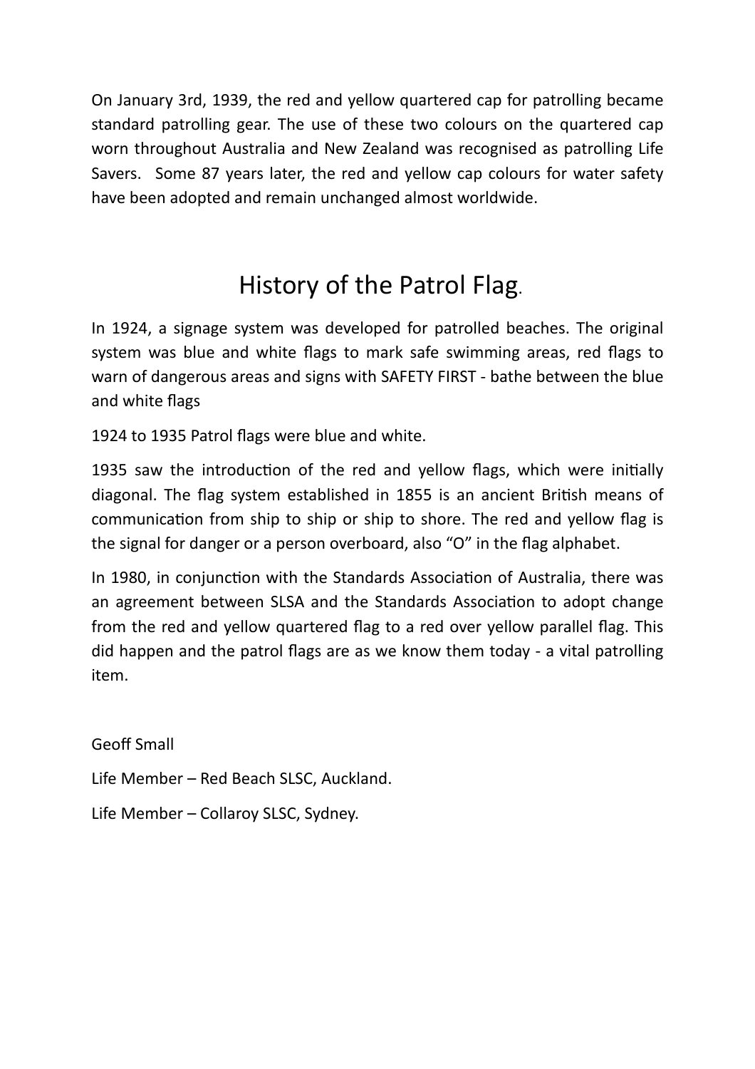On January 3rd, 1939, the red and yellow quartered cap for patrolling became standard patrolling gear. The use of these two colours on the quartered cap worn throughout Australia and New Zealand was recognised as patrolling Life Savers. Some 87 years later, the red and yellow cap colours for water safety have been adopted and remain unchanged almost worldwide.

# History of the Patrol Flag.

In 1924, a signage system was developed for patrolled beaches. The original system was blue and white flags to mark safe swimming areas, red flags to warn of dangerous areas and signs with SAFETY FIRST - bathe between the blue and white flags

1924 to 1935 Patrol flags were blue and white.

1935 saw the introduction of the red and yellow flags, which were initially diagonal. The flag system established in 1855 is an ancient British means of communication from ship to ship or ship to shore. The red and yellow flag is the signal for danger or a person overboard, also "O" in the flag alphabet.

In 1980, in conjunction with the Standards Association of Australia, there was an agreement between SLSA and the Standards Association to adopt change from the red and yellow quartered flag to a red over yellow parallel flag. This did happen and the patrol flags are as we know them today - a vital patrolling item.

Geoff Small

Life Member – Red Beach SLSC, Auckland.

Life Member – Collaroy SLSC, Sydney.